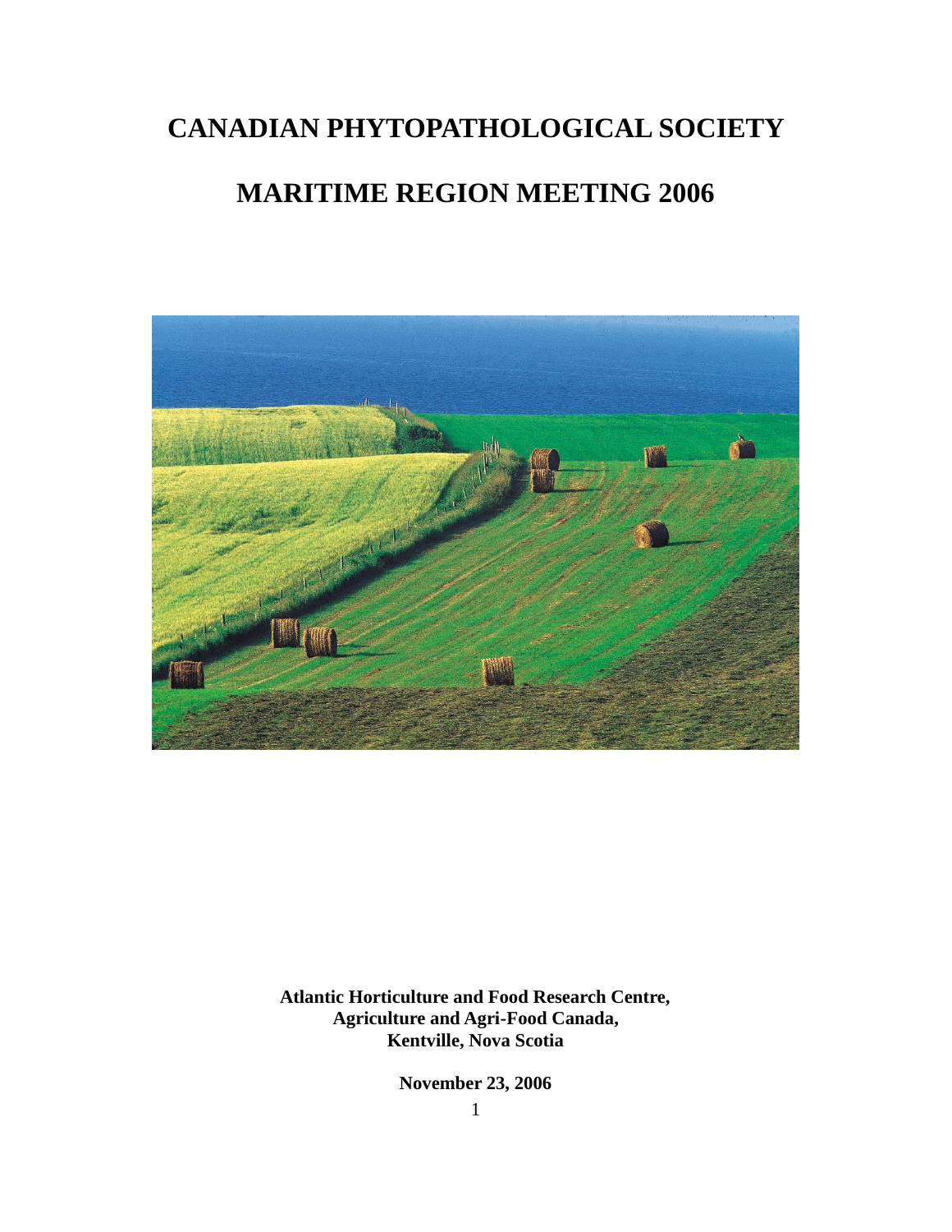# CANADIAN PHYTOPATHOLOGICAL SOCIETY

# MARITIME REGION MEETING 2006

**Atlantic Horticulture and Food Research Centre,**
**Agriculture and Agri-Food Canada,**
**Kentville, Nova Scotia**

**November 23, 2006**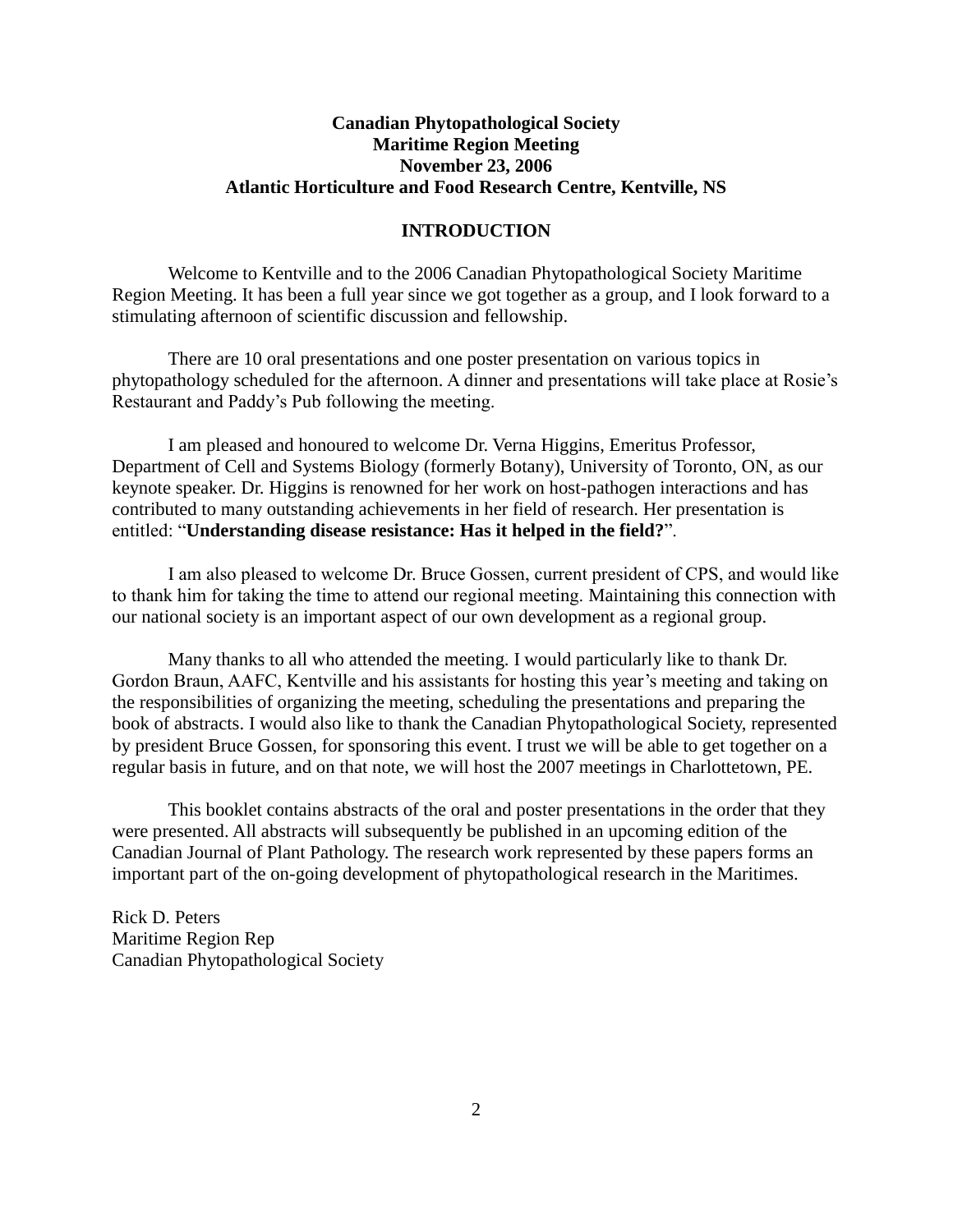**Canadian Phytopathological Society**
**Maritime Region Meeting**
**November 23, 2006**
**Atlantic Horticulture and Food Research Centre, Kentville, NS**

## INTRODUCTION

Welcome to Kentville and to the 2006 Canadian Phytopathological Society Maritime Region Meeting. It has been a full year since we got together as a group, and I look forward to a stimulating afternoon of scientific discussion and fellowship.

There are 10 oral presentations and one poster presentation on various topics in phytopathology scheduled for the afternoon. A dinner and presentations will take place at Rosie's Restaurant and Paddy's Pub following the meeting.

I am pleased and honoured to welcome Dr. Verna Higgins, Emeritus Professor, Department of Cell and Systems Biology (formerly Botany), University of Toronto, ON, as our keynote speaker. Dr. Higgins is renowned for her work on host-pathogen interactions and has contributed to many outstanding achievements in her field of research. Her presentation is entitled: "**Understanding disease resistance: Has it helped in the field?**".

I am also pleased to welcome Dr. Bruce Gossen, current president of CPS, and would like to thank him for taking the time to attend our regional meeting. Maintaining this connection with our national society is an important aspect of our own development as a regional group.

Many thanks to all who attended the meeting. I would particularly like to thank Dr. Gordon Braun, AAFC, Kentville and his assistants for hosting this year's meeting and taking on the responsibilities of organizing the meeting, scheduling the presentations and preparing the book of abstracts. I would also like to thank the Canadian Phytopathological Society, represented by president Bruce Gossen, for sponsoring this event. I trust we will be able to get together on a regular basis in future, and on that note, we will host the 2007 meetings in Charlottetown, PE.

This booklet contains abstracts of the oral and poster presentations in the order that they were presented. All abstracts will subsequently be published in an upcoming edition of the Canadian Journal of Plant Pathology. The research work represented by these papers forms an important part of the on-going development of phytopathological research in the Maritimes.

Rick D. Peters
Maritime Region Rep
Canadian Phytopathological Society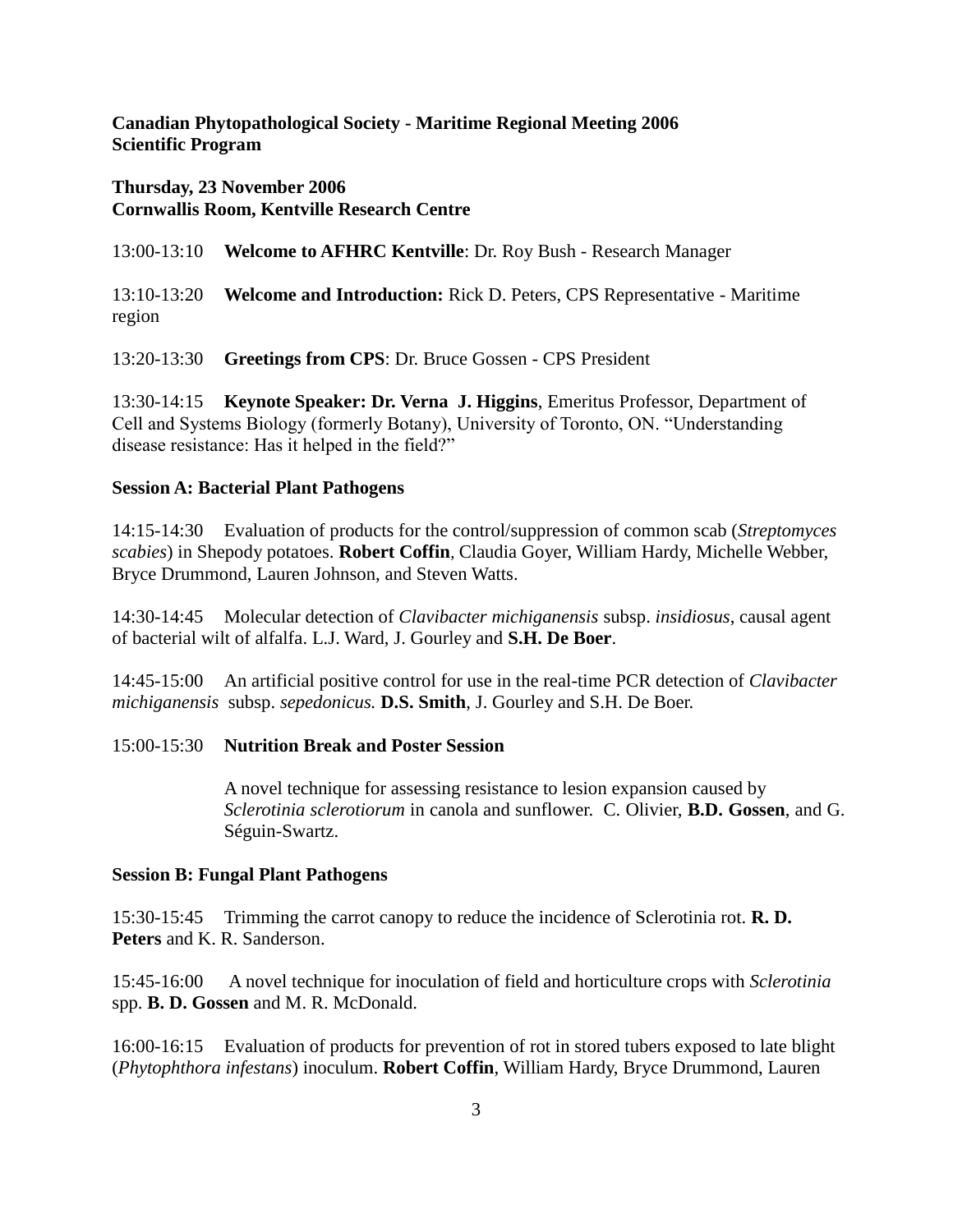**Canadian Phytopathological Society - Maritime Regional Meeting 2006**
**Scientific Program**

**Thursday, 23 November 2006**
**Cornwallis Room, Kentville Research Centre**

13:00-13:10 **Welcome to AFHRC Kentville**: Dr. Roy Bush - Research Manager

13:10-13:20 **Welcome and Introduction:** Rick D. Peters, CPS Representative - Maritime region

13:20-13:30 **Greetings from CPS**: Dr. Bruce Gossen - CPS President

13:30-14:15 **Keynote Speaker: Dr. Verna J. Higgins**, Emeritus Professor, Department of Cell and Systems Biology (formerly Botany), University of Toronto, ON. "Understanding disease resistance: Has it helped in the field?"

**Session A: Bacterial Plant Pathogens**

14:15-14:30 Evaluation of products for the control/suppression of common scab (*Streptomyces scabies*) in Shepody potatoes. **Robert Coffin**, Claudia Goyer, William Hardy, Michelle Webber, Bryce Drummond, Lauren Johnson, and Steven Watts.

14:30-14:45 Molecular detection of *Clavibacter michiganensis* subsp. *insidiosus*, causal agent of bacterial wilt of alfalfa. L.J. Ward, J. Gourley and **S.H. De Boer**.

14:45-15:00 An artificial positive control for use in the real-time PCR detection of *Clavibacter michiganensis* subsp. *sepedonicus.* **D.S. Smith**, J. Gourley and S.H. De Boer.

15:00-15:30 **Nutrition Break and Poster Session**

A novel technique for assessing resistance to lesion expansion caused by *Sclerotinia sclerotiorum* in canola and sunflower. C. Olivier, **B.D. Gossen**, and G. Séguin-Swartz.

**Session B: Fungal Plant Pathogens**

15:30-15:45 Trimming the carrot canopy to reduce the incidence of Sclerotinia rot. **R. D. Peters** and K. R. Sanderson.

15:45-16:00 A novel technique for inoculation of field and horticulture crops with *Sclerotinia* spp. **B. D. Gossen** and M. R. McDonald.

16:00-16:15 Evaluation of products for prevention of rot in stored tubers exposed to late blight (*Phytophthora infestans*) inoculum. **Robert Coffin**, William Hardy, Bryce Drummond, Lauren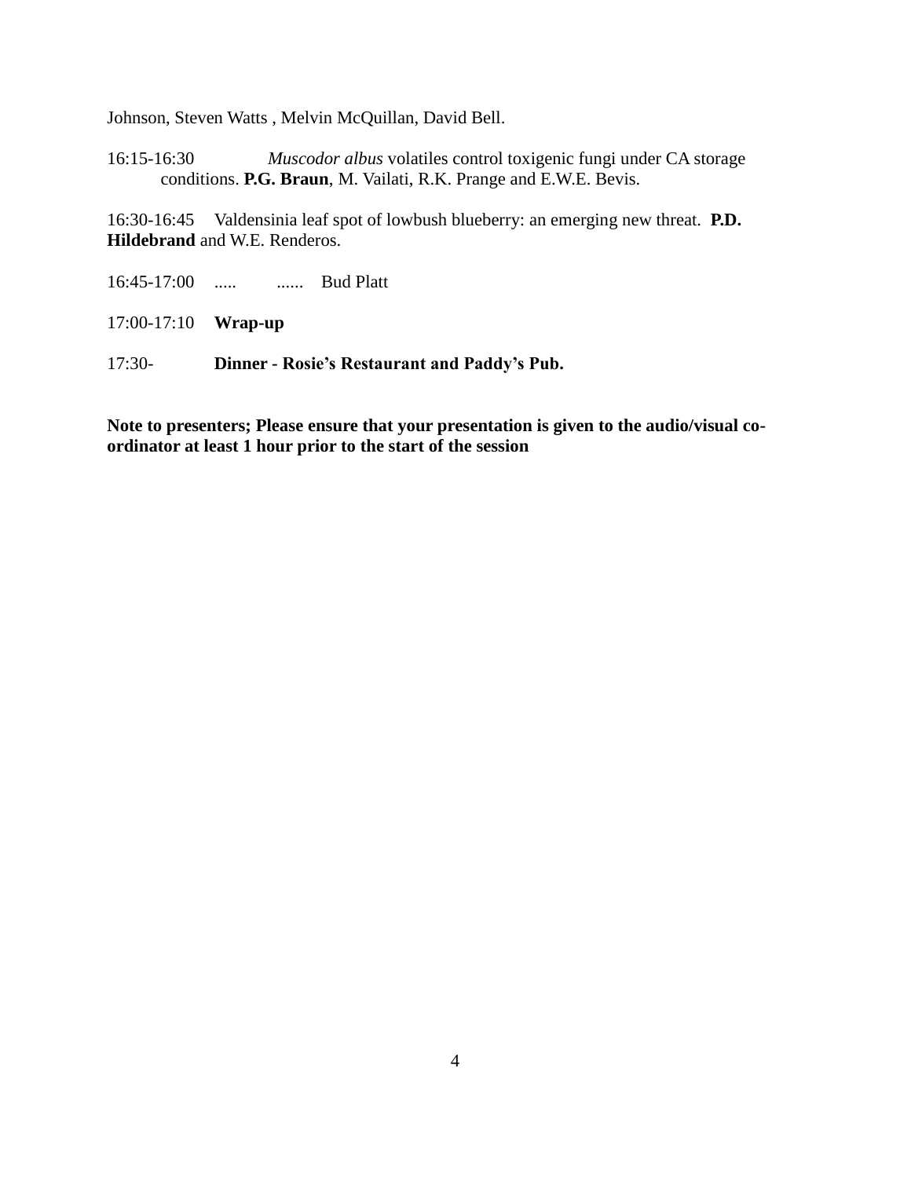Johnson, Steven Watts , Melvin McQuillan, David Bell.

16:15-16:30 *Muscodor albus* volatiles control toxigenic fungi under CA storage conditions. **P.G. Braun**, M. Vailati, R.K. Prange and E.W.E. Bevis.

16:30-16:45 Valdensinia leaf spot of lowbush blueberry: an emerging new threat. **P.D. Hildebrand** and W.E. Renderos.

16:45-17:00 ..... ...... Bud Platt

17:00-17:10 **Wrap-up**

17:30- **Dinner - Rosie's Restaurant and Paddy's Pub.**

**Note to presenters; Please ensure that your presentation is given to the audio/visual co-ordinator at least 1 hour prior to the start of the session**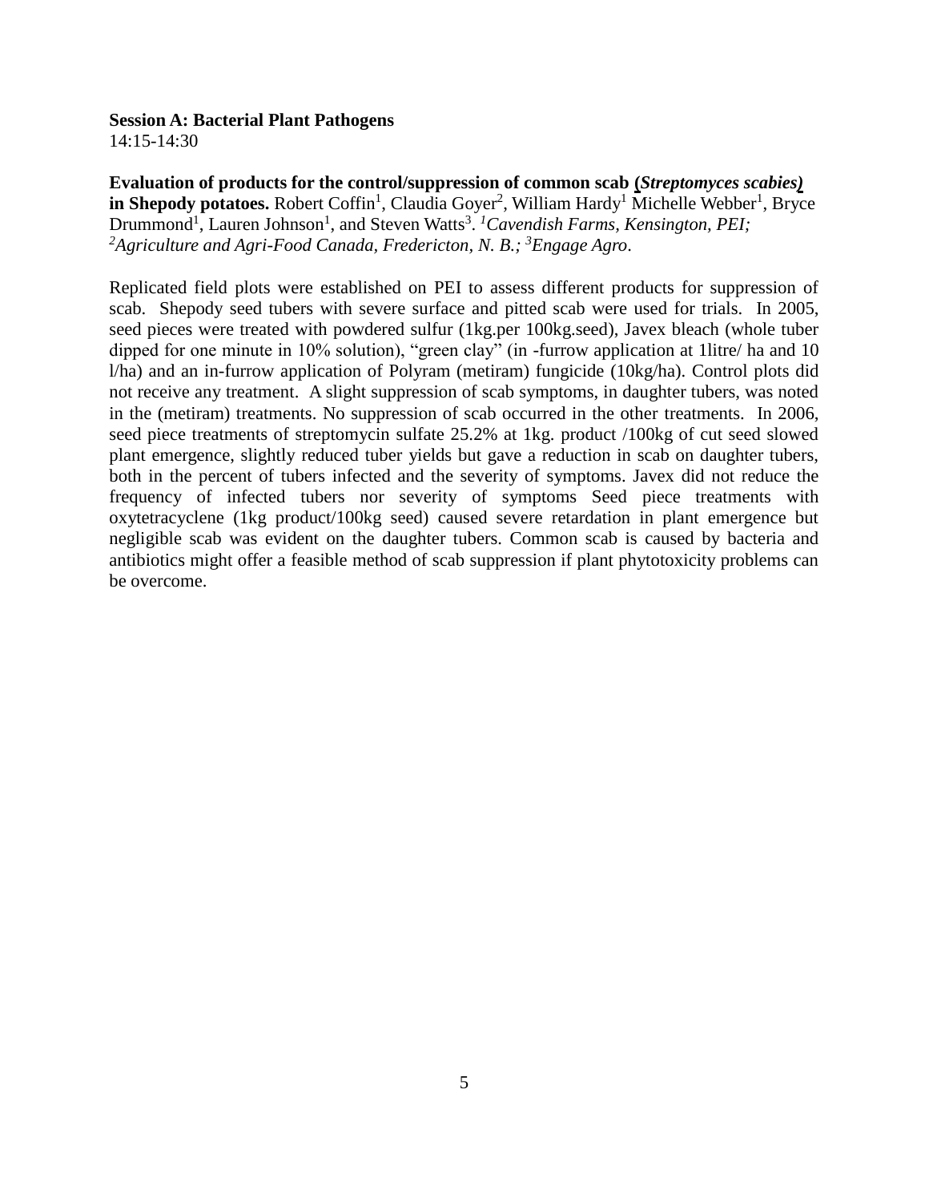**Session A: Bacterial Plant Pathogens**
14:15-14:30

**Evaluation of products for the control/suppression of common scab (*Streptomyces scabies*) in Shepody potatoes.** Robert Coffin[1], Claudia Goyer[2], William Hardy[1] Michelle Webber[1], Bryce Drummond[1], Lauren Johnson[1], and Steven Watts[3]. *[1]Cavendish Farms, Kensington, PEI; [2]Agriculture and Agri-Food Canada, Fredericton, N. B.; [3]Engage Agro*.

Replicated field plots were established on PEI to assess different products for suppression of scab. Shepody seed tubers with severe surface and pitted scab were used for trials. In 2005, seed pieces were treated with powdered sulfur (1kg.per 100kg.seed), Javex bleach (whole tuber dipped for one minute in 10% solution), "green clay" (in -furrow application at 1litre/ ha and 10 l/ha) and an in-furrow application of Polyram (metiram) fungicide (10kg/ha). Control plots did not receive any treatment. A slight suppression of scab symptoms, in daughter tubers, was noted in the (metiram) treatments. No suppression of scab occurred in the other treatments. In 2006, seed piece treatments of streptomycin sulfate 25.2% at 1kg. product /100kg of cut seed slowed plant emergence, slightly reduced tuber yields but gave a reduction in scab on daughter tubers, both in the percent of tubers infected and the severity of symptoms. Javex did not reduce the frequency of infected tubers nor severity of symptoms Seed piece treatments with oxytetracyclene (1kg product/100kg seed) caused severe retardation in plant emergence but negligible scab was evident on the daughter tubers. Common scab is caused by bacteria and antibiotics might offer a feasible method of scab suppression if plant phytotoxicity problems can be overcome.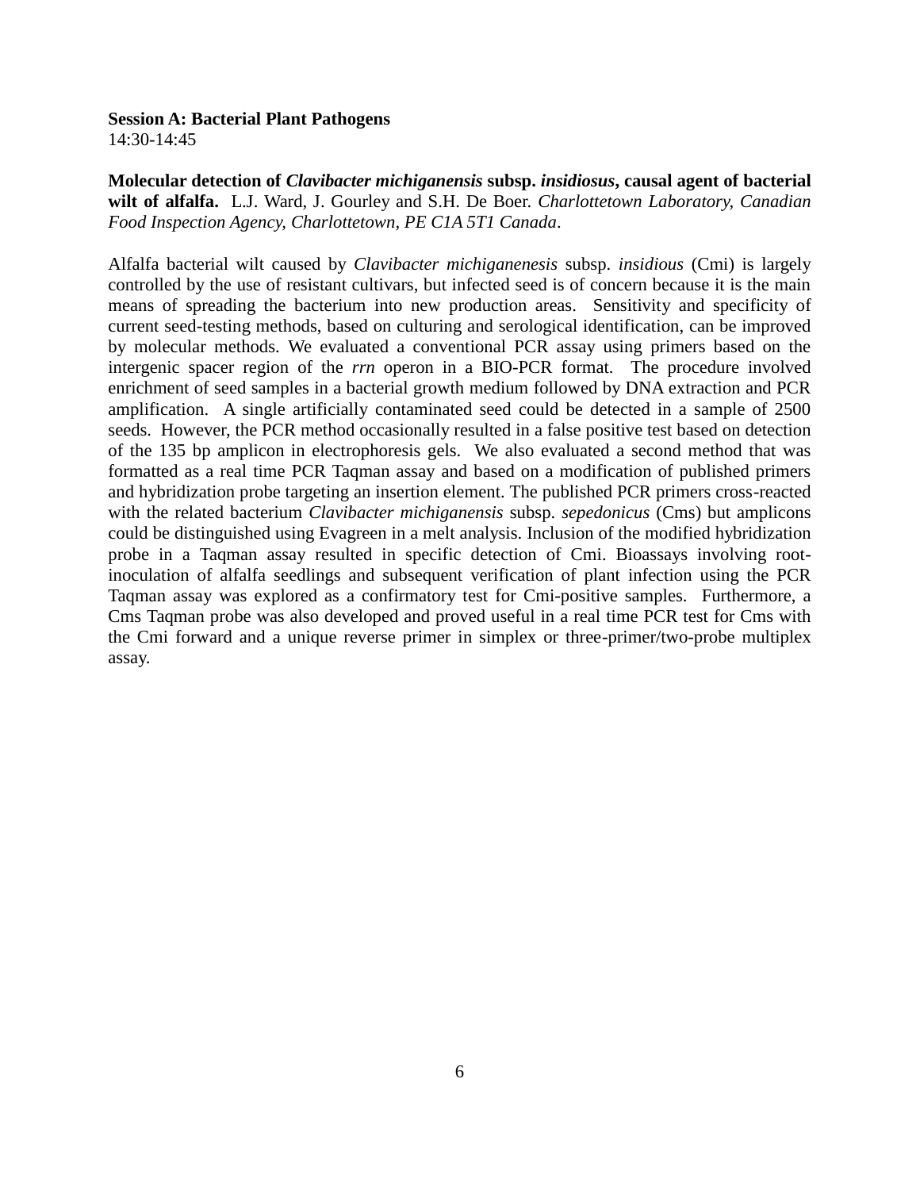**Session A: Bacterial Plant Pathogens**
14:30-14:45

**Molecular detection of *Clavibacter michiganensis* subsp. *insidiosus*, causal agent of bacterial wilt of alfalfa.** L.J. Ward, J. Gourley and S.H. De Boer. *Charlottetown Laboratory, Canadian Food Inspection Agency, Charlottetown, PE C1A 5T1 Canada*.

Alfalfa bacterial wilt caused by *Clavibacter michiganenesis* subsp. *insidious* (Cmi) is largely controlled by the use of resistant cultivars, but infected seed is of concern because it is the main means of spreading the bacterium into new production areas. Sensitivity and specificity of current seed-testing methods, based on culturing and serological identification, can be improved by molecular methods. We evaluated a conventional PCR assay using primers based on the intergenic spacer region of the *rrn* operon in a BIO-PCR format. The procedure involved enrichment of seed samples in a bacterial growth medium followed by DNA extraction and PCR amplification. A single artificially contaminated seed could be detected in a sample of 2500 seeds. However, the PCR method occasionally resulted in a false positive test based on detection of the 135 bp amplicon in electrophoresis gels. We also evaluated a second method that was formatted as a real time PCR Taqman assay and based on a modification of published primers and hybridization probe targeting an insertion element. The published PCR primers cross-reacted with the related bacterium *Clavibacter michiganensis* subsp. *sepedonicus* (Cms) but amplicons could be distinguished using Evagreen in a melt analysis. Inclusion of the modified hybridization probe in a Taqman assay resulted in specific detection of Cmi. Bioassays involving root-inoculation of alfalfa seedlings and subsequent verification of plant infection using the PCR Taqman assay was explored as a confirmatory test for Cmi-positive samples. Furthermore, a Cms Taqman probe was also developed and proved useful in a real time PCR test for Cms with the Cmi forward and a unique reverse primer in simplex or three-primer/two-probe multiplex assay.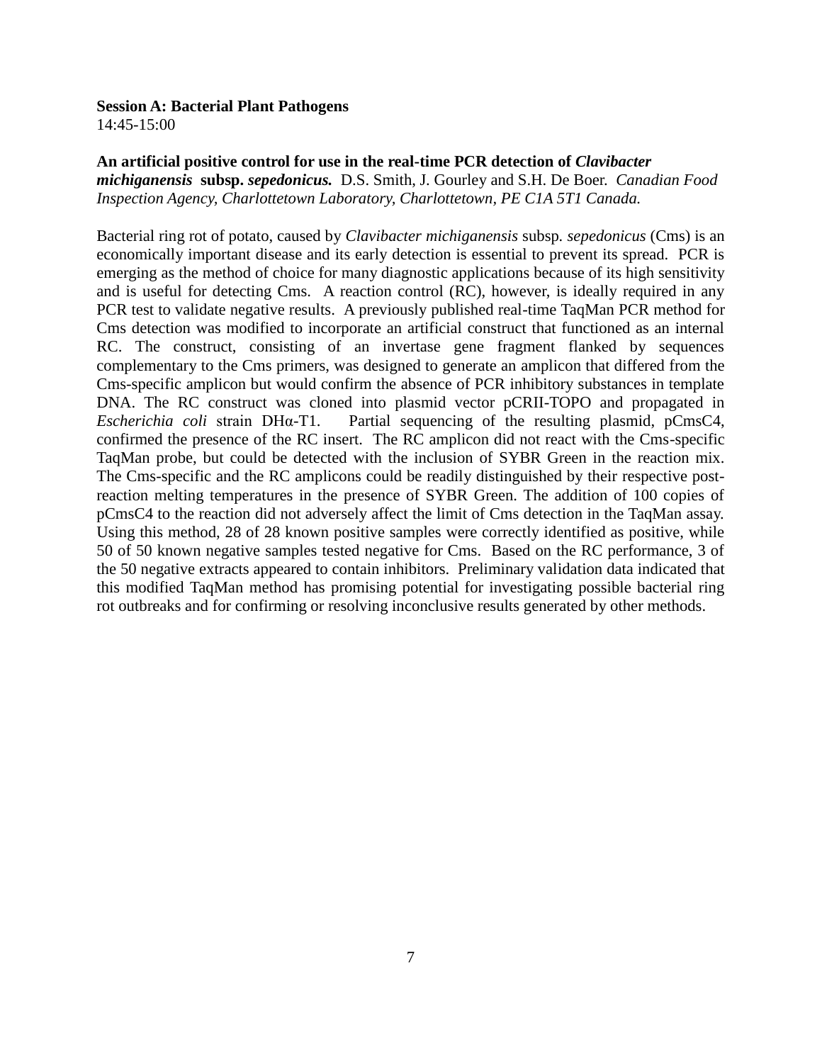**Session A: Bacterial Plant Pathogens**
14:45-15:00

**An artificial positive control for use in the real-time PCR detection of *Clavibacter michiganensis* subsp. *sepedonicus.*** D.S. Smith, J. Gourley and S.H. De Boer. *Canadian Food Inspection Agency, Charlottetown Laboratory, Charlottetown, PE C1A 5T1 Canada.*

Bacterial ring rot of potato, caused by *Clavibacter michiganensis* subsp. *sepedonicus* (Cms) is an economically important disease and its early detection is essential to prevent its spread. PCR is emerging as the method of choice for many diagnostic applications because of its high sensitivity and is useful for detecting Cms. A reaction control (RC), however, is ideally required in any PCR test to validate negative results. A previously published real-time TaqMan PCR method for Cms detection was modified to incorporate an artificial construct that functioned as an internal RC. The construct, consisting of an invertase gene fragment flanked by sequences complementary to the Cms primers, was designed to generate an amplicon that differed from the Cms-specific amplicon but would confirm the absence of PCR inhibitory substances in template DNA. The RC construct was cloned into plasmid vector pCRII-TOPO and propagated in *Escherichia coli* strain DHα-T1. Partial sequencing of the resulting plasmid, pCmsC4, confirmed the presence of the RC insert. The RC amplicon did not react with the Cms-specific TaqMan probe, but could be detected with the inclusion of SYBR Green in the reaction mix. The Cms-specific and the RC amplicons could be readily distinguished by their respective post-reaction melting temperatures in the presence of SYBR Green. The addition of 100 copies of pCmsC4 to the reaction did not adversely affect the limit of Cms detection in the TaqMan assay. Using this method, 28 of 28 known positive samples were correctly identified as positive, while 50 of 50 known negative samples tested negative for Cms. Based on the RC performance, 3 of the 50 negative extracts appeared to contain inhibitors. Preliminary validation data indicated that this modified TaqMan method has promising potential for investigating possible bacterial ring rot outbreaks and for confirming or resolving inconclusive results generated by other methods.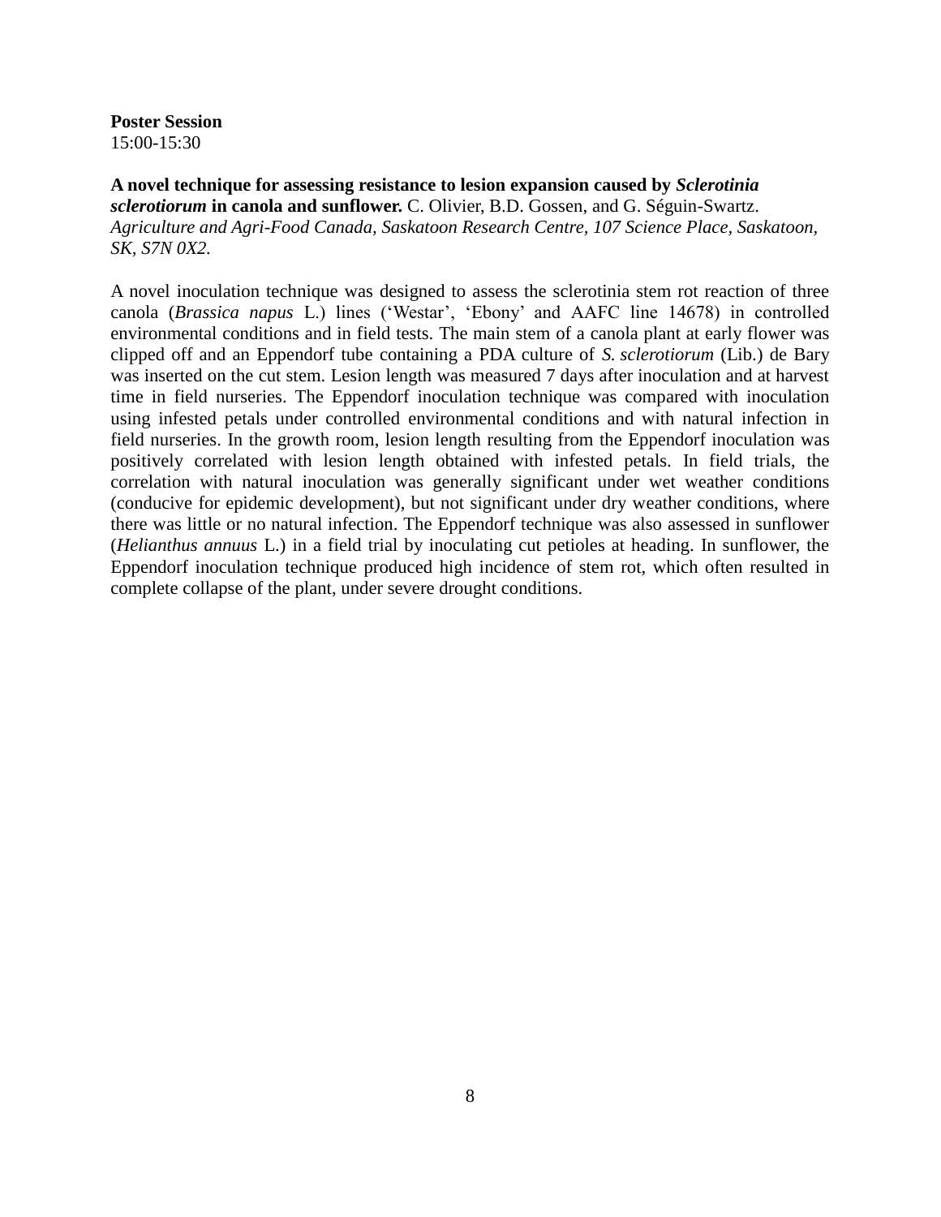**Poster Session**
15:00-15:30

**A novel technique for assessing resistance to lesion expansion caused by *Sclerotinia sclerotiorum* in canola and sunflower.** C. Olivier, B.D. Gossen, and G. Séguin-Swartz. *Agriculture and Agri-Food Canada, Saskatoon Research Centre, 107 Science Place, Saskatoon, SK, S7N 0X2.*

A novel inoculation technique was designed to assess the sclerotinia stem rot reaction of three canola (*Brassica napus* L.) lines ('Westar', 'Ebony' and AAFC line 14678) in controlled environmental conditions and in field tests. The main stem of a canola plant at early flower was clipped off and an Eppendorf tube containing a PDA culture of *S. sclerotiorum* (Lib.) de Bary was inserted on the cut stem. Lesion length was measured 7 days after inoculation and at harvest time in field nurseries. The Eppendorf inoculation technique was compared with inoculation using infested petals under controlled environmental conditions and with natural infection in field nurseries. In the growth room, lesion length resulting from the Eppendorf inoculation was positively correlated with lesion length obtained with infested petals. In field trials, the correlation with natural inoculation was generally significant under wet weather conditions (conducive for epidemic development), but not significant under dry weather conditions, where there was little or no natural infection. The Eppendorf technique was also assessed in sunflower (*Helianthus annuus* L.) in a field trial by inoculating cut petioles at heading. In sunflower, the Eppendorf inoculation technique produced high incidence of stem rot, which often resulted in complete collapse of the plant, under severe drought conditions.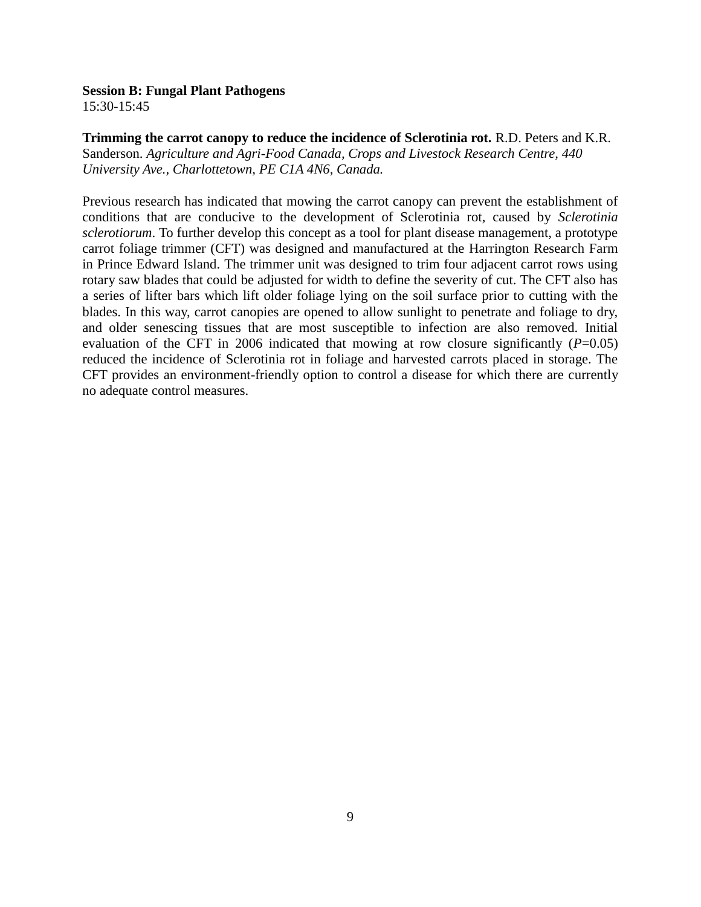**Session B: Fungal Plant Pathogens**
15:30-15:45

**Trimming the carrot canopy to reduce the incidence of Sclerotinia rot.** R.D. Peters and K.R. Sanderson. *Agriculture and Agri-Food Canada, Crops and Livestock Research Centre, 440 University Ave., Charlottetown, PE C1A 4N6, Canada.*

Previous research has indicated that mowing the carrot canopy can prevent the establishment of conditions that are conducive to the development of Sclerotinia rot, caused by *Sclerotinia sclerotiorum*. To further develop this concept as a tool for plant disease management, a prototype carrot foliage trimmer (CFT) was designed and manufactured at the Harrington Research Farm in Prince Edward Island. The trimmer unit was designed to trim four adjacent carrot rows using rotary saw blades that could be adjusted for width to define the severity of cut. The CFT also has a series of lifter bars which lift older foliage lying on the soil surface prior to cutting with the blades. In this way, carrot canopies are opened to allow sunlight to penetrate and foliage to dry, and older senescing tissues that are most susceptible to infection are also removed. Initial evaluation of the CFT in 2006 indicated that mowing at row closure significantly ($P$=0.05) reduced the incidence of Sclerotinia rot in foliage and harvested carrots placed in storage. The CFT provides an environment-friendly option to control a disease for which there are currently no adequate control measures.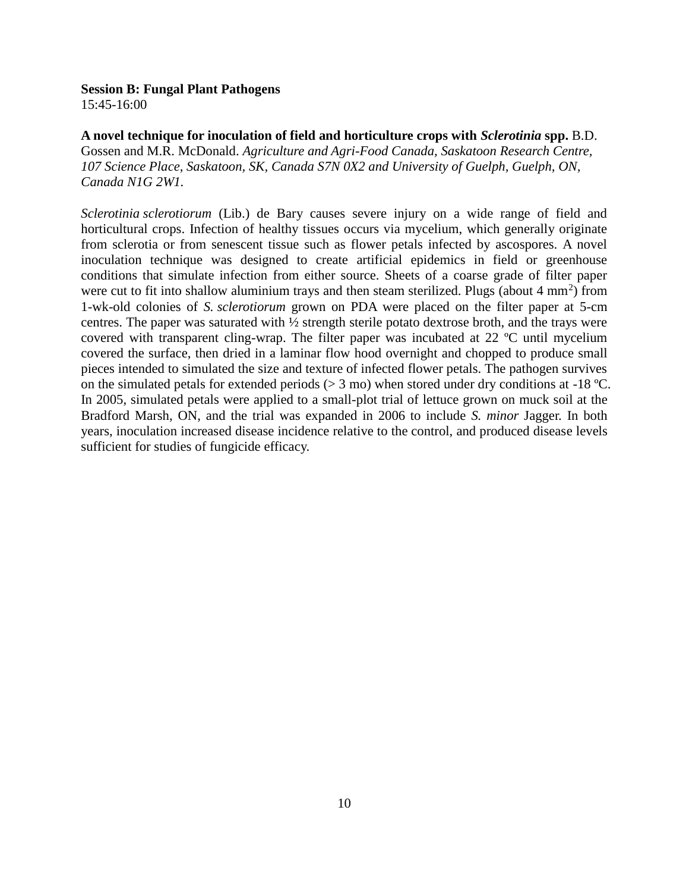**Session B: Fungal Plant Pathogens**
15:45-16:00

**A novel technique for inoculation of field and horticulture crops with *Sclerotinia* spp.** B.D. Gossen and M.R. McDonald. *Agriculture and Agri-Food Canada, Saskatoon Research Centre, 107 Science Place, Saskatoon, SK, Canada S7N 0X2 and University of Guelph, Guelph, ON, Canada N1G 2W1.*

*Sclerotinia sclerotiorum* (Lib.) de Bary causes severe injury on a wide range of field and horticultural crops. Infection of healthy tissues occurs via mycelium, which generally originate from sclerotia or from senescent tissue such as flower petals infected by ascospores. A novel inoculation technique was designed to create artificial epidemics in field or greenhouse conditions that simulate infection from either source. Sheets of a coarse grade of filter paper were cut to fit into shallow aluminium trays and then steam sterilized. Plugs (about 4 $mm^2$) from 1-wk-old colonies of *S. sclerotiorum* grown on PDA were placed on the filter paper at 5-cm centres. The paper was saturated with ½ strength sterile potato dextrose broth, and the trays were covered with transparent cling-wrap. The filter paper was incubated at 22 ºC until mycelium covered the surface, then dried in a laminar flow hood overnight and chopped to produce small pieces intended to simulated the size and texture of infected flower petals. The pathogen survives on the simulated petals for extended periods (> 3 mo) when stored under dry conditions at -18 ºC. In 2005, simulated petals were applied to a small-plot trial of lettuce grown on muck soil at the Bradford Marsh, ON, and the trial was expanded in 2006 to include *S. minor* Jagger. In both years, inoculation increased disease incidence relative to the control, and produced disease levels sufficient for studies of fungicide efficacy.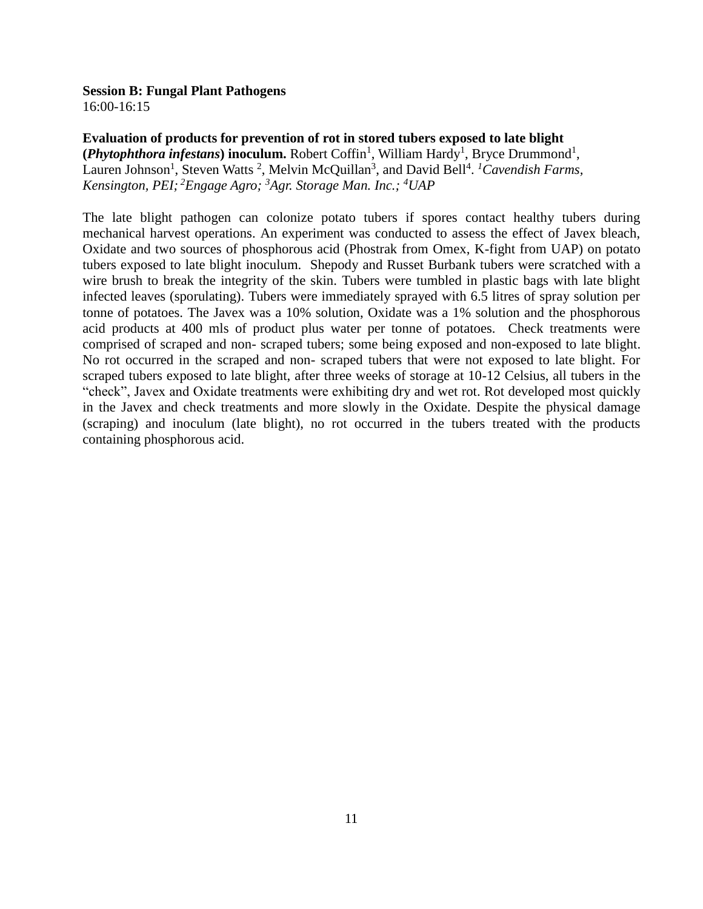**Session B: Fungal Plant Pathogens**
16:00-16:15

**Evaluation of products for prevention of rot in stored tubers exposed to late blight (*Phytophthora infestans*) inoculum.** Robert Coffin[1], William Hardy[1], Bryce Drummond[1], Lauren Johnson[1], Steven Watts [2], Melvin McQuillan[3], and David Bell[4]. *[1]Cavendish Farms, Kensington, PEI; [2]Engage Agro; [3]Agr. Storage Man. Inc.; [4]UAP*

The late blight pathogen can colonize potato tubers if spores contact healthy tubers during mechanical harvest operations. An experiment was conducted to assess the effect of Javex bleach, Oxidate and two sources of phosphorous acid (Phostrak from Omex, K-fight from UAP) on potato tubers exposed to late blight inoculum. Shepody and Russet Burbank tubers were scratched with a wire brush to break the integrity of the skin. Tubers were tumbled in plastic bags with late blight infected leaves (sporulating). Tubers were immediately sprayed with 6.5 litres of spray solution per tonne of potatoes. The Javex was a 10% solution, Oxidate was a 1% solution and the phosphorous acid products at 400 mls of product plus water per tonne of potatoes. Check treatments were comprised of scraped and non- scraped tubers; some being exposed and non-exposed to late blight. No rot occurred in the scraped and non- scraped tubers that were not exposed to late blight. For scraped tubers exposed to late blight, after three weeks of storage at 10-12 Celsius, all tubers in the "check", Javex and Oxidate treatments were exhibiting dry and wet rot. Rot developed most quickly in the Javex and check treatments and more slowly in the Oxidate. Despite the physical damage (scraping) and inoculum (late blight), no rot occurred in the tubers treated with the products containing phosphorous acid.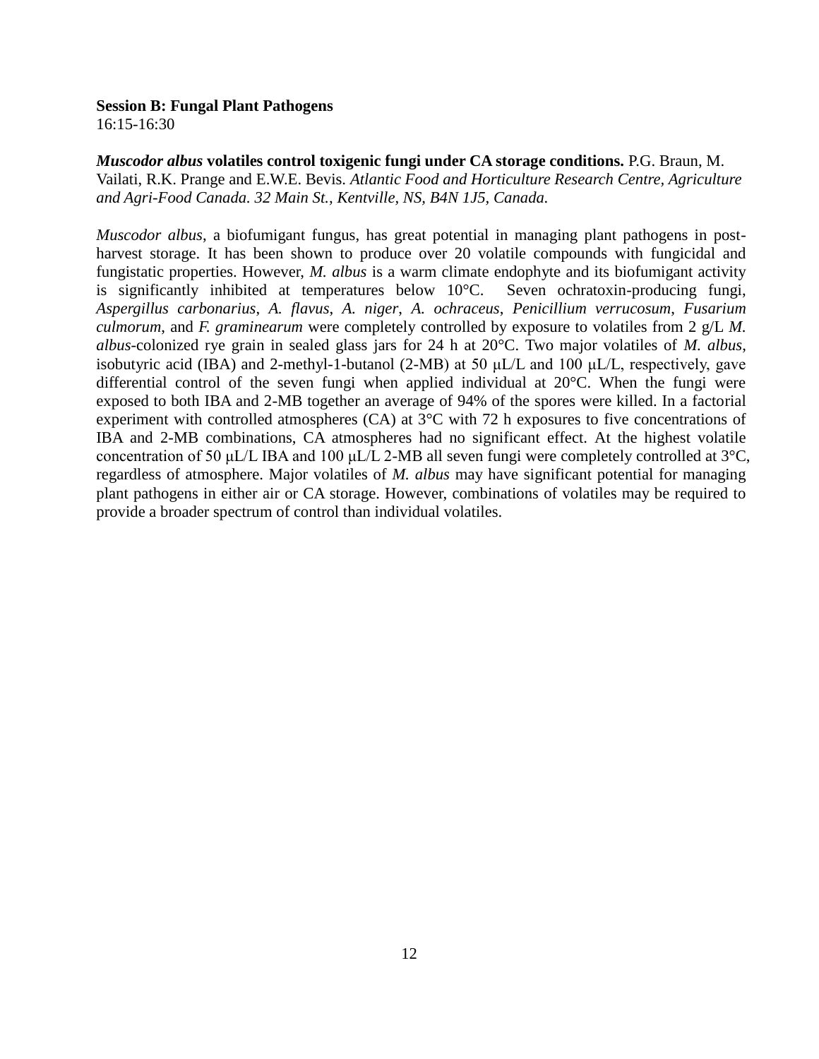**Session B: Fungal Plant Pathogens**
16:15-16:30

***Muscodor albus*** **volatiles control toxigenic fungi under CA storage conditions.** P.G. Braun, M. Vailati, R.K. Prange and E.W.E. Bevis. *Atlantic Food and Horticulture Research Centre, Agriculture and Agri-Food Canada. 32 Main St., Kentville, NS, B4N 1J5, Canada.*

*Muscodor albus*, a biofumigant fungus, has great potential in managing plant pathogens in post-harvest storage. It has been shown to produce over 20 volatile compounds with fungicidal and fungistatic properties. However, *M. albus* is a warm climate endophyte and its biofumigant activity is significantly inhibited at temperatures below 10°C. Seven ochratoxin-producing fungi, *Aspergillus carbonarius*, *A. flavus*, *A. niger*, *A. ochraceus*, *Penicillium verrucosum*, *Fusarium culmorum*, and *F. graminearum* were completely controlled by exposure to volatiles from 2 g/L *M. albus*-colonized rye grain in sealed glass jars for 24 h at 20°C. Two major volatiles of *M. albus*, isobutyric acid (IBA) and 2-methyl-1-butanol (2-MB) at 50 μL/L and 100 μL/L, respectively, gave differential control of the seven fungi when applied individual at 20°C. When the fungi were exposed to both IBA and 2-MB together an average of 94% of the spores were killed. In a factorial experiment with controlled atmospheres (CA) at 3°C with 72 h exposures to five concentrations of IBA and 2-MB combinations, CA atmospheres had no significant effect. At the highest volatile concentration of 50 μL/L IBA and 100 μL/L 2-MB all seven fungi were completely controlled at 3°C, regardless of atmosphere. Major volatiles of *M. albus* may have significant potential for managing plant pathogens in either air or CA storage. However, combinations of volatiles may be required to provide a broader spectrum of control than individual volatiles.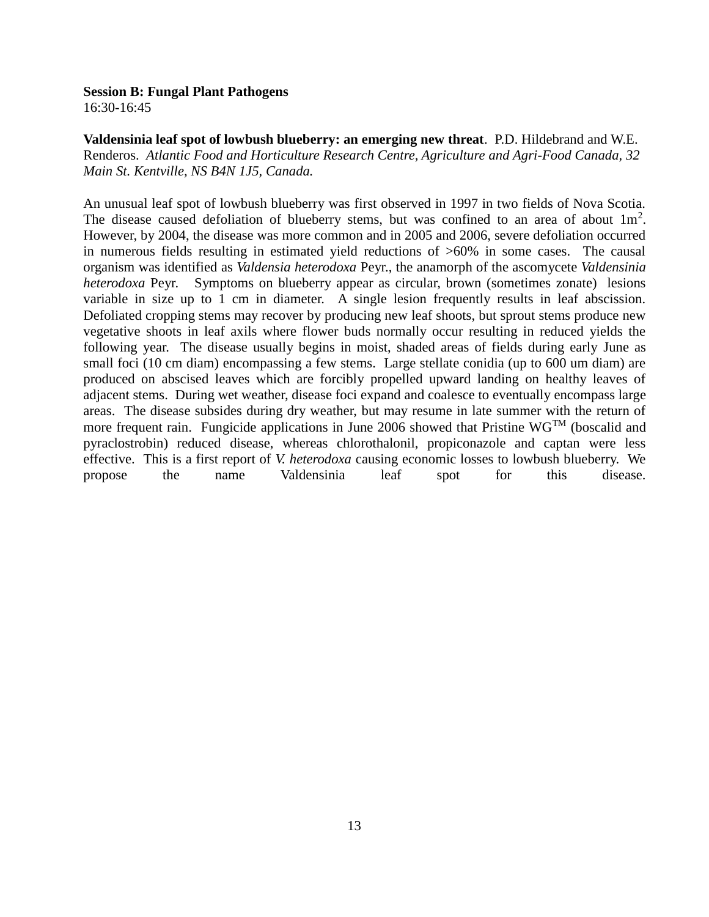**Session B: Fungal Plant Pathogens**
16:30-16:45

**Valdensinia leaf spot of lowbush blueberry: an emerging new threat**. P.D. Hildebrand and W.E. Renderos. *Atlantic Food and Horticulture Research Centre, Agriculture and Agri-Food Canada, 32 Main St. Kentville, NS B4N 1J5, Canada.*

An unusual leaf spot of lowbush blueberry was first observed in 1997 in two fields of Nova Scotia. The disease caused defoliation of blueberry stems, but was confined to an area of about $1m^2$. However, by 2004, the disease was more common and in 2005 and 2006, severe defoliation occurred in numerous fields resulting in estimated yield reductions of >60% in some cases. The causal organism was identified as *Valdensia heterodoxa* Peyr., the anamorph of the ascomycete *Valdensinia heterodoxa* Peyr. Symptoms on blueberry appear as circular, brown (sometimes zonate) lesions variable in size up to 1 cm in diameter. A single lesion frequently results in leaf abscission. Defoliated cropping stems may recover by producing new leaf shoots, but sprout stems produce new vegetative shoots in leaf axils where flower buds normally occur resulting in reduced yields the following year. The disease usually begins in moist, shaded areas of fields during early June as small foci (10 cm diam) encompassing a few stems. Large stellate conidia (up to 600 um diam) are produced on abscised leaves which are forcibly propelled upward landing on healthy leaves of adjacent stems. During wet weather, disease foci expand and coalesce to eventually encompass large areas. The disease subsides during dry weather, but may resume in late summer with the return of more frequent rain. Fungicide applications in June 2006 showed that Pristine WG™ (boscalid and pyraclostrobin) reduced disease, whereas chlorothalonil, propiconazole and captan were less effective. This is a first report of *V. heterodoxa* causing economic losses to lowbush blueberry. We propose the name Valdensinia leaf spot for this disease.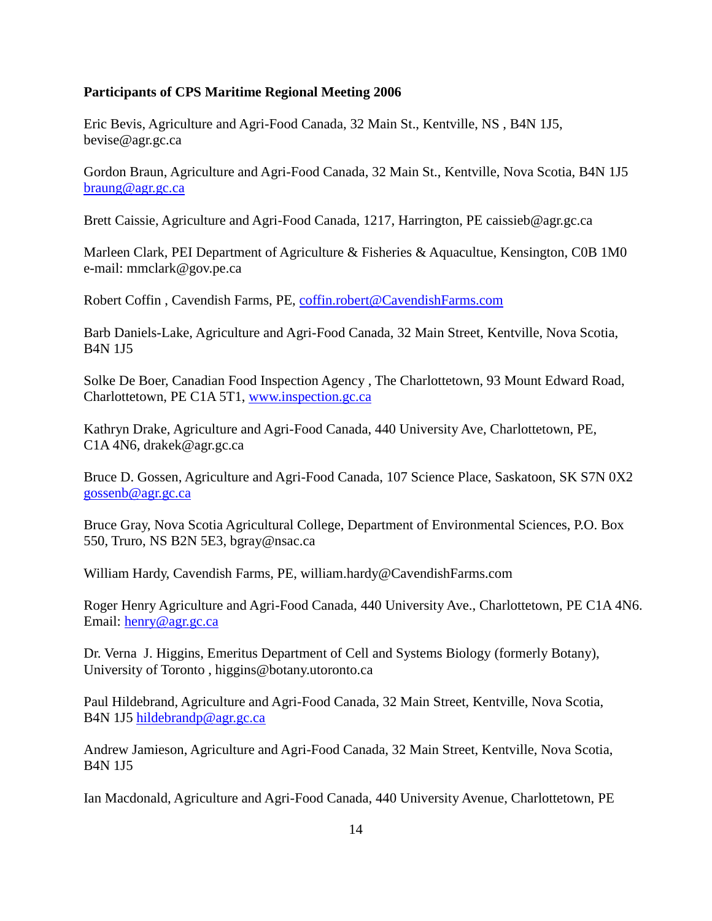**Participants of CPS Maritime Regional Meeting 2006**

Eric Bevis, Agriculture and Agri-Food Canada, 32 Main St., Kentville, NS , B4N 1J5, bevise@agr.gc.ca

Gordon Braun, Agriculture and Agri-Food Canada, 32 Main St., Kentville, Nova Scotia, B4N 1J5 braung@agr.gc.ca

Brett Caissie, Agriculture and Agri-Food Canada, 1217, Harrington, PE caissieb@agr.gc.ca

Marleen Clark, PEI Department of Agriculture & Fisheries & Aquacultue, Kensington, C0B 1M0 e-mail: mmclark@gov.pe.ca

Robert Coffin , Cavendish Farms, PE, coffin.robert@CavendishFarms.com

Barb Daniels-Lake, Agriculture and Agri-Food Canada, 32 Main Street, Kentville, Nova Scotia, B4N 1J5

Solke De Boer, Canadian Food Inspection Agency , The Charlottetown, 93 Mount Edward Road, Charlottetown, PE C1A 5T1, www.inspection.gc.ca

Kathryn Drake, Agriculture and Agri-Food Canada, 440 University Ave, Charlottetown, PE, C1A 4N6, drakek@agr.gc.ca

Bruce D. Gossen, Agriculture and Agri-Food Canada, 107 Science Place, Saskatoon, SK S7N 0X2 gossenb@agr.gc.ca

Bruce Gray, Nova Scotia Agricultural College, Department of Environmental Sciences, P.O. Box 550, Truro, NS B2N 5E3, bgray@nsac.ca

William Hardy, Cavendish Farms, PE, william.hardy@CavendishFarms.com

Roger Henry Agriculture and Agri-Food Canada, 440 University Ave., Charlottetown, PE C1A 4N6. Email: henry@agr.gc.ca

Dr. Verna J. Higgins, Emeritus Department of Cell and Systems Biology (formerly Botany), University of Toronto , higgins@botany.utoronto.ca

Paul Hildebrand, Agriculture and Agri-Food Canada, 32 Main Street, Kentville, Nova Scotia, B4N 1J5 hildebrandp@agr.gc.ca

Andrew Jamieson, Agriculture and Agri-Food Canada, 32 Main Street, Kentville, Nova Scotia, B4N 1J5

Ian Macdonald, Agriculture and Agri-Food Canada, 440 University Avenue, Charlottetown, PE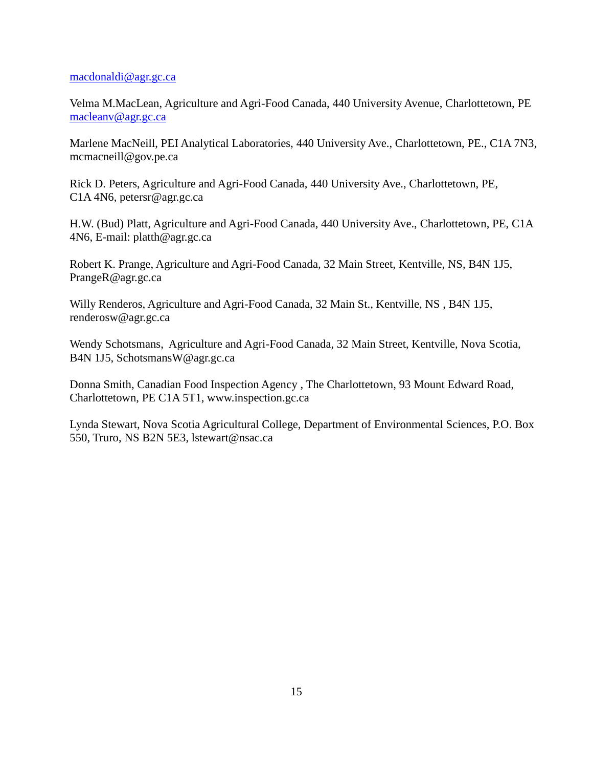macdonaldi@agr.gc.ca

Velma M.MacLean, Agriculture and Agri-Food Canada, 440 University Avenue, Charlottetown, PE macleanv@agr.gc.ca

Marlene MacNeill, PEI Analytical Laboratories, 440 University Ave., Charlottetown, PE., C1A 7N3, mcmacneill@gov.pe.ca

Rick D. Peters, Agriculture and Agri-Food Canada, 440 University Ave., Charlottetown, PE, C1A 4N6, petersr@agr.gc.ca

H.W. (Bud) Platt, Agriculture and Agri-Food Canada, 440 University Ave., Charlottetown, PE, C1A 4N6, E-mail: platth@agr.gc.ca

Robert K. Prange, Agriculture and Agri-Food Canada, 32 Main Street, Kentville, NS, B4N 1J5, PrangeR@agr.gc.ca

Willy Renderos, Agriculture and Agri-Food Canada, 32 Main St., Kentville, NS , B4N 1J5, renderosw@agr.gc.ca

Wendy Schotsmans, Agriculture and Agri-Food Canada, 32 Main Street, Kentville, Nova Scotia, B4N 1J5, SchotsmansW@agr.gc.ca

Donna Smith, Canadian Food Inspection Agency , The Charlottetown, 93 Mount Edward Road, Charlottetown, PE C1A 5T1, www.inspection.gc.ca

Lynda Stewart, Nova Scotia Agricultural College, Department of Environmental Sciences, P.O. Box 550, Truro, NS B2N 5E3, lstewart@nsac.ca